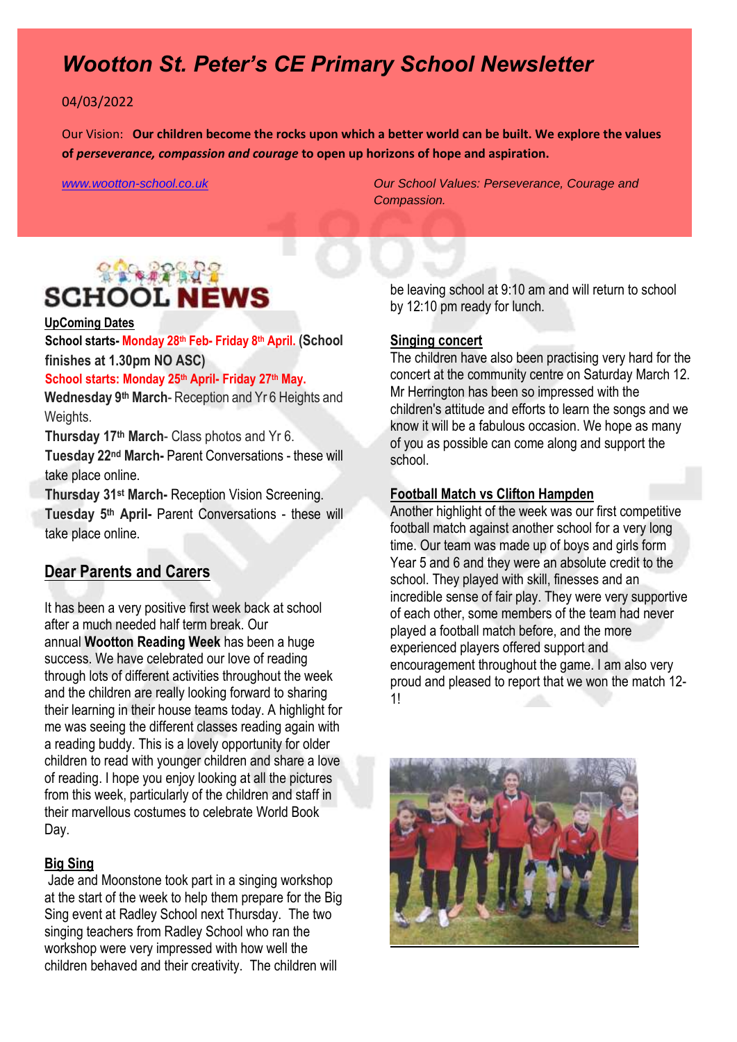# Wootton St. Peter's CE Primary School Newsletter

04/03/2022

Our Vision: **Our children become the rocks upon which a better world can be built. We explore the values of *perseverance, compassion and courage* to open up horizons of hope and aspiration.**

www.wootton-school.co.uk

*Our School Values: Perseverance, Courage and Compassion.*

## SCHOOL NEWS

**UpComing Dates**

**School starts- Monday 28th Feb- Friday 8th April. (School finishes at 1.30pm NO ASC)**

**School starts: Monday 25th April- Friday 27th May.**

**Wednesday 9th March**- Reception and Yr 6 Heights and Weights.

**Thursday 17th March**- Class photos and Yr 6.

**Tuesday 22nd March-** Parent Conversations - these will take place online.

**Thursday 31st March-** Reception Vision Screening.

**Tuesday 5th April-** Parent Conversations - these will take place online.

## Dear Parents and Carers

It has been a very positive first week back at school after a much needed half term break. Our annual **Wootton Reading Week** has been a huge success. We have celebrated our love of reading through lots of different activities throughout the week and the children are really looking forward to sharing their learning in their house teams today. A highlight for me was seeing the different classes reading again with a reading buddy. This is a lovely opportunity for older children to read with younger children and share a love of reading. I hope you enjoy looking at all the pictures from this week, particularly of the children and staff in their marvellous costumes to celebrate World Book Day.

### Big Sing

Jade and Moonstone took part in a singing workshop at the start of the week to help them prepare for the Big Sing event at Radley School next Thursday. The two singing teachers from Radley School who ran the workshop were very impressed with how well the children behaved and their creativity. The children will be leaving school at 9:10 am and will return to school by 12:10 pm ready for lunch.

### Singing concert

The children have also been practising very hard for the concert at the community centre on Saturday March 12. Mr Herrington has been so impressed with the children's attitude and efforts to learn the songs and we know it will be a fabulous occasion. We hope as many of you as possible can come along and support the school.

### Football Match vs Clifton Hampden

Another highlight of the week was our first competitive football match against another school for a very long time. Our team was made up of boys and girls form Year 5 and 6 and they were an absolute credit to the school. They played with skill, finesses and an incredible sense of fair play. They were very supportive of each other, some members of the team had never played a football match before, and the more experienced players offered support and encouragement throughout the game. I am also very proud and pleased to report that we won the match 12-1!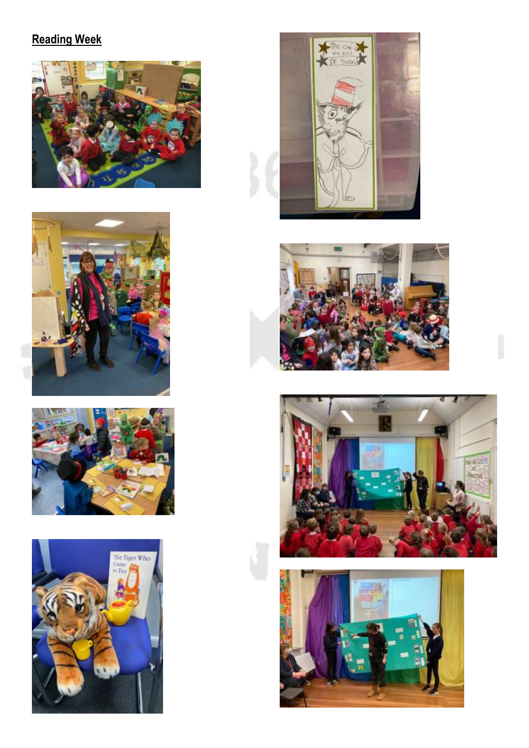**Reading Week**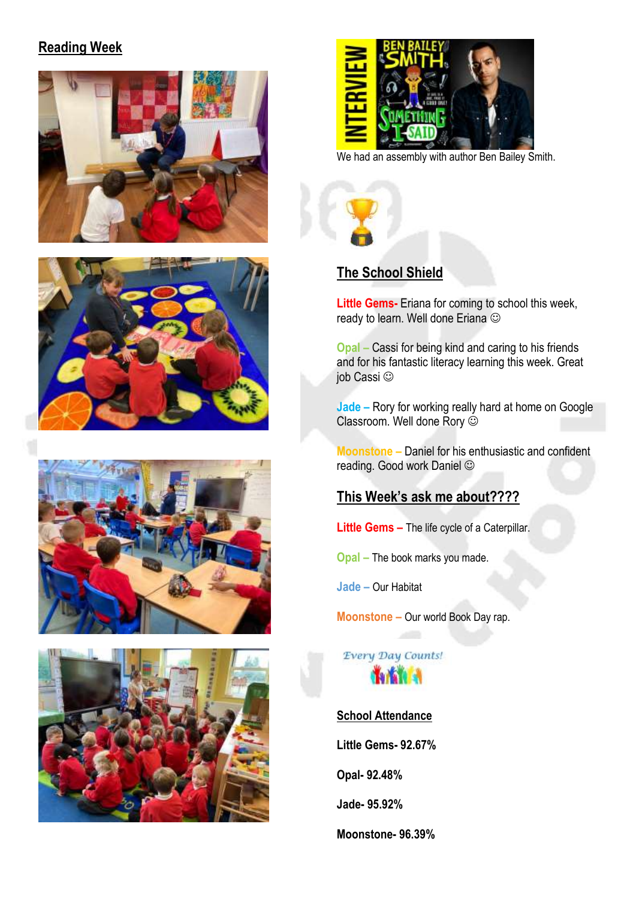## Reading Week

We had an assembly with author Ben Bailey Smith.

## The School Shield

**Little Gems-** Eriana for coming to school this week, ready to learn. Well done Eriana ☺

**Opal –** Cassi for being kind and caring to his friends and for his fantastic literacy learning this week. Great job Cassi ☺

**Jade –** Rory for working really hard at home on Google Classroom. Well done Rory ☺

**Moonstone –** Daniel for his enthusiastic and confident reading. Good work Daniel ☺

## This Week's ask me about????

**Little Gems –** The life cycle of a Caterpillar.

**Opal –** The book marks you made.

**Jade –** Our Habitat

**Moonstone –** Our world Book Day rap.

*Every Day Counts!*

## School Attendance

**Little Gems- 92.67%**

**Opal- 92.48%**

**Jade- 95.92%**

**Moonstone- 96.39%**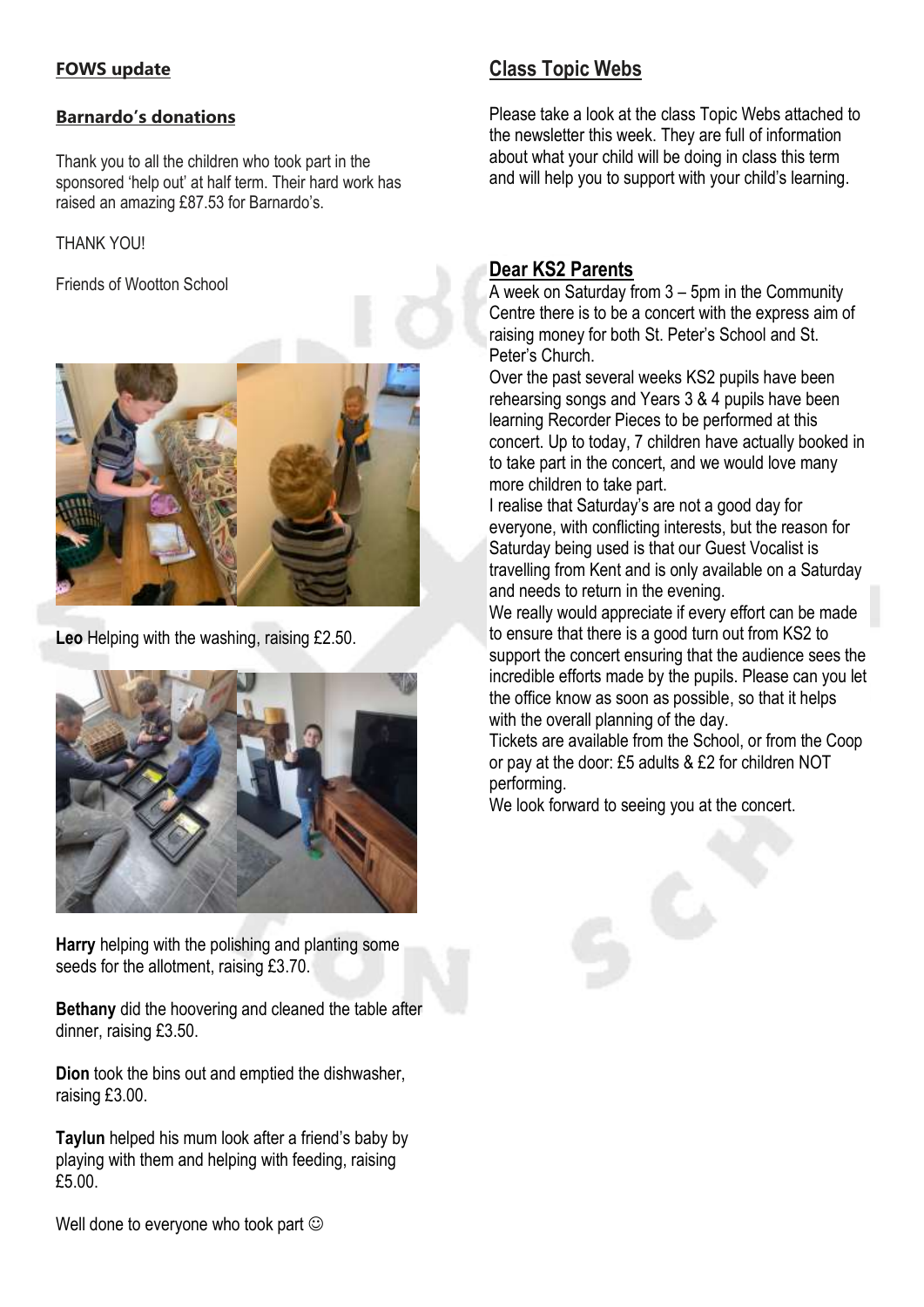## FOWS update

### Barnardo's donations

Thank you to all the children who took part in the sponsored 'help out' at half term. Their hard work has raised an amazing £87.53 for Barnardo's.

THANK YOU!

Friends of Wootton School

**Leo** Helping with the washing, raising £2.50.

**Harry** helping with the polishing and planting some seeds for the allotment, raising £3.70.

**Bethany** did the hoovering and cleaned the table after dinner, raising £3.50.

**Dion** took the bins out and emptied the dishwasher, raising £3.00.

**Taylun** helped his mum look after a friend's baby by playing with them and helping with feeding, raising £5.00.

Well done to everyone who took part ☺

## Class Topic Webs

Please take a look at the class Topic Webs attached to the newsletter this week. They are full of information about what your child will be doing in class this term and will help you to support with your child's learning.

## Dear KS2 Parents

A week on Saturday from 3 – 5pm in the Community Centre there is to be a concert with the express aim of raising money for both St. Peter's School and St. Peter's Church.

Over the past several weeks KS2 pupils have been rehearsing songs and Years 3 & 4 pupils have been learning Recorder Pieces to be performed at this concert. Up to today, 7 children have actually booked in to take part in the concert, and we would love many more children to take part.

I realise that Saturday's are not a good day for everyone, with conflicting interests, but the reason for Saturday being used is that our Guest Vocalist is travelling from Kent and is only available on a Saturday and needs to return in the evening.

We really would appreciate if every effort can be made to ensure that there is a good turn out from KS2 to support the concert ensuring that the audience sees the incredible efforts made by the pupils. Please can you let the office know as soon as possible, so that it helps with the overall planning of the day.

Tickets are available from the School, or from the Coop or pay at the door: £5 adults & £2 for children NOT performing.

We look forward to seeing you at the concert.